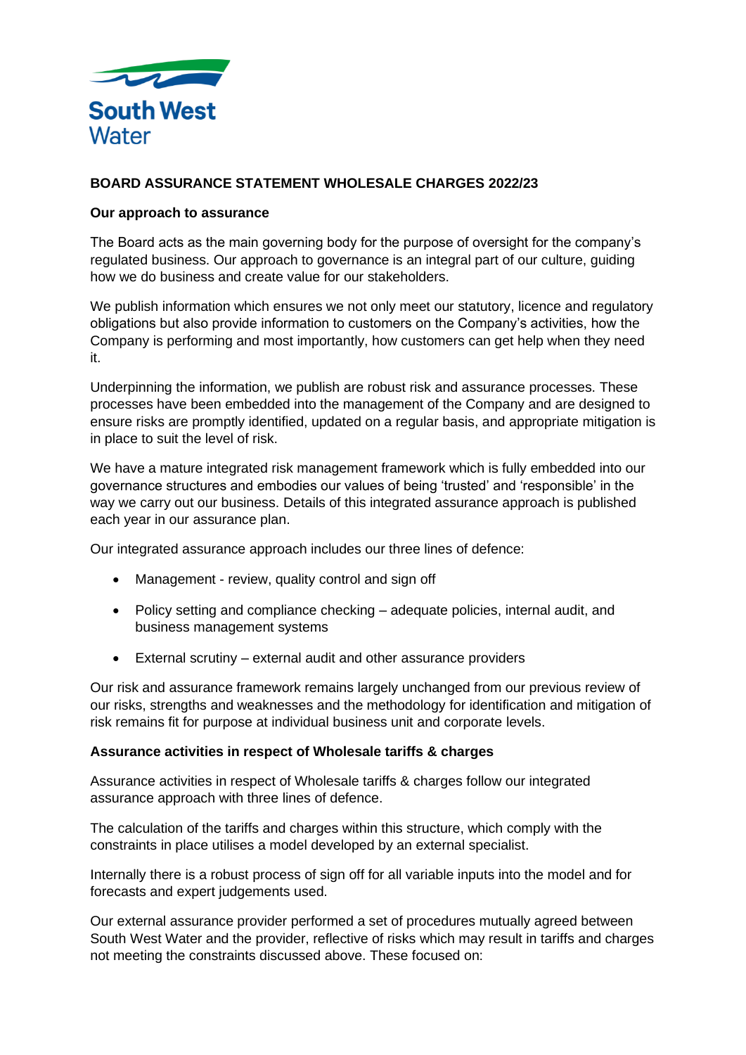South West Water

# BOARD ASSURANCE STATEMENT WHOLESALE CHARGES 2022/23

## Our approach to assurance

The Board acts as the main governing body for the purpose of oversight for the company's regulated business. Our approach to governance is an integral part of our culture, guiding how we do business and create value for our stakeholders.

We publish information which ensures we not only meet our statutory, licence and regulatory obligations but also provide information to customers on the Company's activities, how the Company is performing and most importantly, how customers can get help when they need it.

Underpinning the information, we publish are robust risk and assurance processes. These processes have been embedded into the management of the Company and are designed to ensure risks are promptly identified, updated on a regular basis, and appropriate mitigation is in place to suit the level of risk.

We have a mature integrated risk management framework which is fully embedded into our governance structures and embodies our values of being 'trusted' and 'responsible' in the way we carry out our business. Details of this integrated assurance approach is published each year in our assurance plan.

Our integrated assurance approach includes our three lines of defence:

- Management - review, quality control and sign off
- Policy setting and compliance checking – adequate policies, internal audit, and business management systems
- External scrutiny – external audit and other assurance providers

Our risk and assurance framework remains largely unchanged from our previous review of our risks, strengths and weaknesses and the methodology for identification and mitigation of risk remains fit for purpose at individual business unit and corporate levels.

## Assurance activities in respect of Wholesale tariffs & charges

Assurance activities in respect of Wholesale tariffs & charges follow our integrated assurance approach with three lines of defence.

The calculation of the tariffs and charges within this structure, which comply with the constraints in place utilises a model developed by an external specialist.

Internally there is a robust process of sign off for all variable inputs into the model and for forecasts and expert judgements used.

Our external assurance provider performed a set of procedures mutually agreed between South West Water and the provider, reflective of risks which may result in tariffs and charges not meeting the constraints discussed above. These focused on: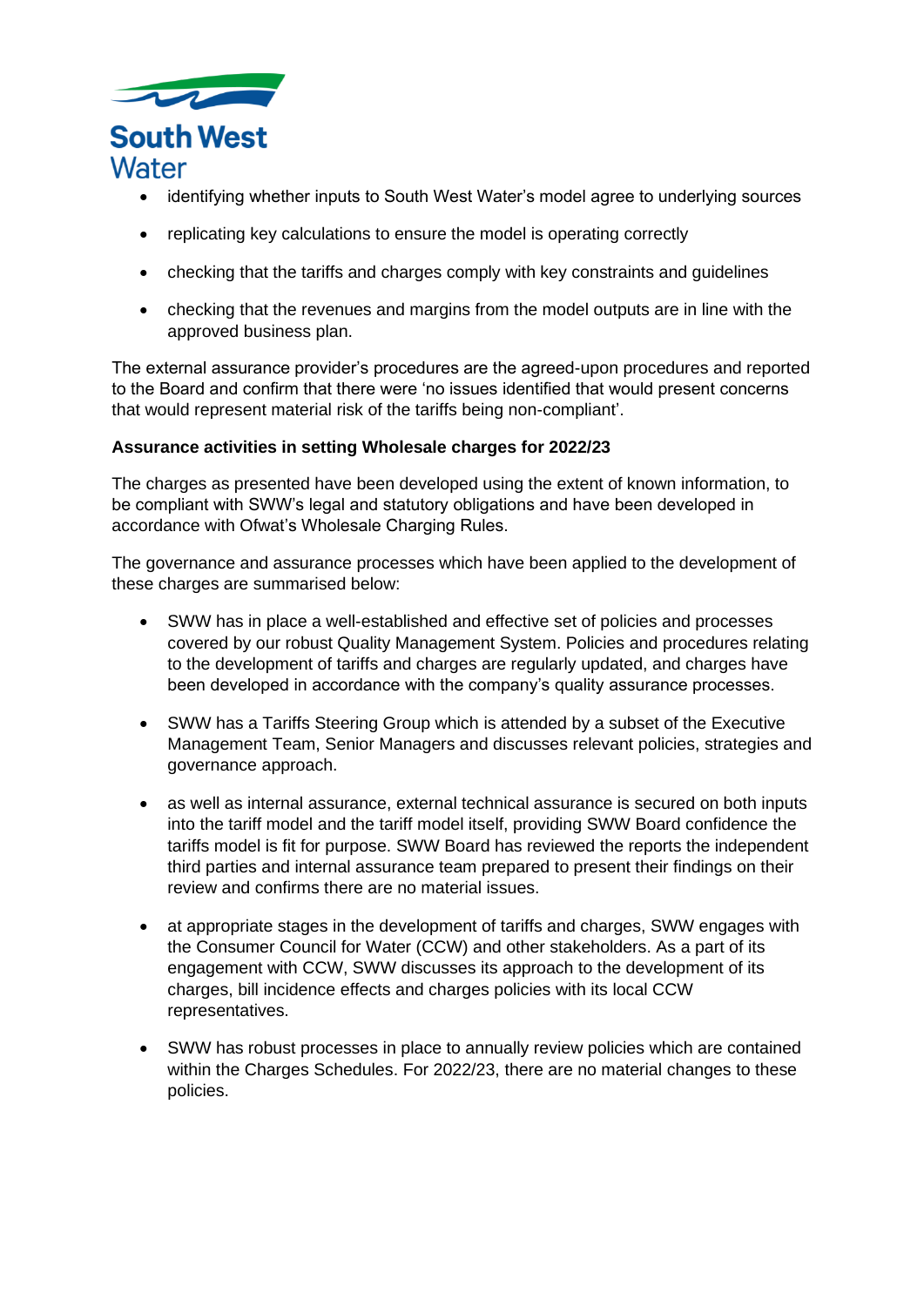- identifying whether inputs to South West Water's model agree to underlying sources
- replicating key calculations to ensure the model is operating correctly
- checking that the tariffs and charges comply with key constraints and guidelines
- checking that the revenues and margins from the model outputs are in line with the approved business plan.

The external assurance provider's procedures are the agreed-upon procedures and reported to the Board and confirm that there were 'no issues identified that would present concerns that would represent material risk of the tariffs being non-compliant'.

**Assurance activities in setting Wholesale charges for 2022/23**

The charges as presented have been developed using the extent of known information, to be compliant with SWW's legal and statutory obligations and have been developed in accordance with Ofwat's Wholesale Charging Rules.

The governance and assurance processes which have been applied to the development of these charges are summarised below:

- SWW has in place a well-established and effective set of policies and processes covered by our robust Quality Management System. Policies and procedures relating to the development of tariffs and charges are regularly updated, and charges have been developed in accordance with the company's quality assurance processes.
- SWW has a Tariffs Steering Group which is attended by a subset of the Executive Management Team, Senior Managers and discusses relevant policies, strategies and governance approach.
- as well as internal assurance, external technical assurance is secured on both inputs into the tariff model and the tariff model itself, providing SWW Board confidence the tariffs model is fit for purpose. SWW Board has reviewed the reports the independent third parties and internal assurance team prepared to present their findings on their review and confirms there are no material issues.
- at appropriate stages in the development of tariffs and charges, SWW engages with the Consumer Council for Water (CCW) and other stakeholders. As a part of its engagement with CCW, SWW discusses its approach to the development of its charges, bill incidence effects and charges policies with its local CCW representatives.
- SWW has robust processes in place to annually review policies which are contained within the Charges Schedules. For 2022/23, there are no material changes to these policies.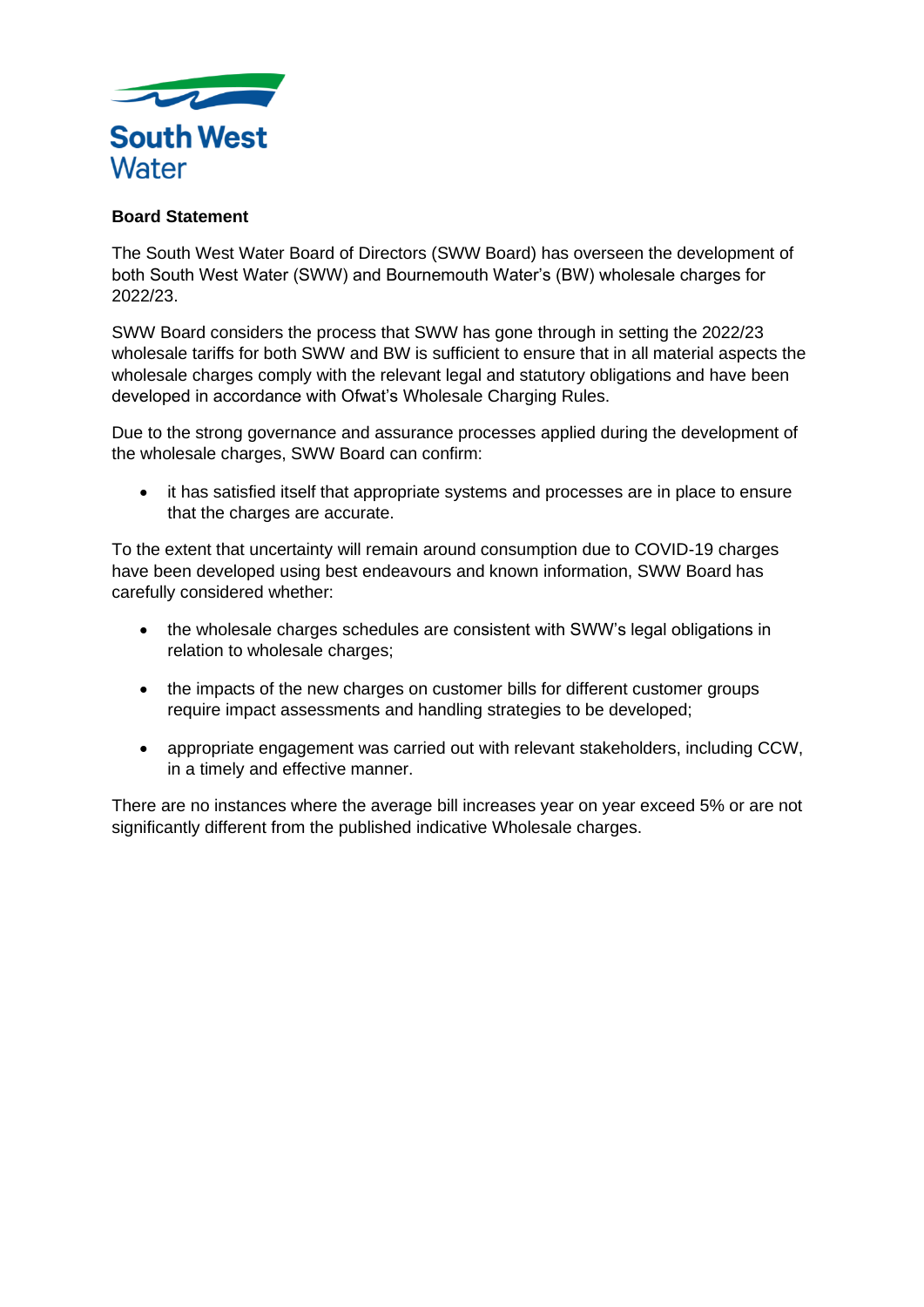South West Water

**Board Statement**

The South West Water Board of Directors (SWW Board) has overseen the development of both South West Water (SWW) and Bournemouth Water's (BW) wholesale charges for 2022/23.

SWW Board considers the process that SWW has gone through in setting the 2022/23 wholesale tariffs for both SWW and BW is sufficient to ensure that in all material aspects the wholesale charges comply with the relevant legal and statutory obligations and have been developed in accordance with Ofwat's Wholesale Charging Rules.

Due to the strong governance and assurance processes applied during the development of the wholesale charges, SWW Board can confirm:

- it has satisfied itself that appropriate systems and processes are in place to ensure that the charges are accurate.

To the extent that uncertainty will remain around consumption due to COVID-19 charges have been developed using best endeavours and known information, SWW Board has carefully considered whether:

- the wholesale charges schedules are consistent with SWW's legal obligations in relation to wholesale charges;
- the impacts of the new charges on customer bills for different customer groups require impact assessments and handling strategies to be developed;
- appropriate engagement was carried out with relevant stakeholders, including CCW, in a timely and effective manner.

There are no instances where the average bill increases year on year exceed 5% or are not significantly different from the published indicative Wholesale charges.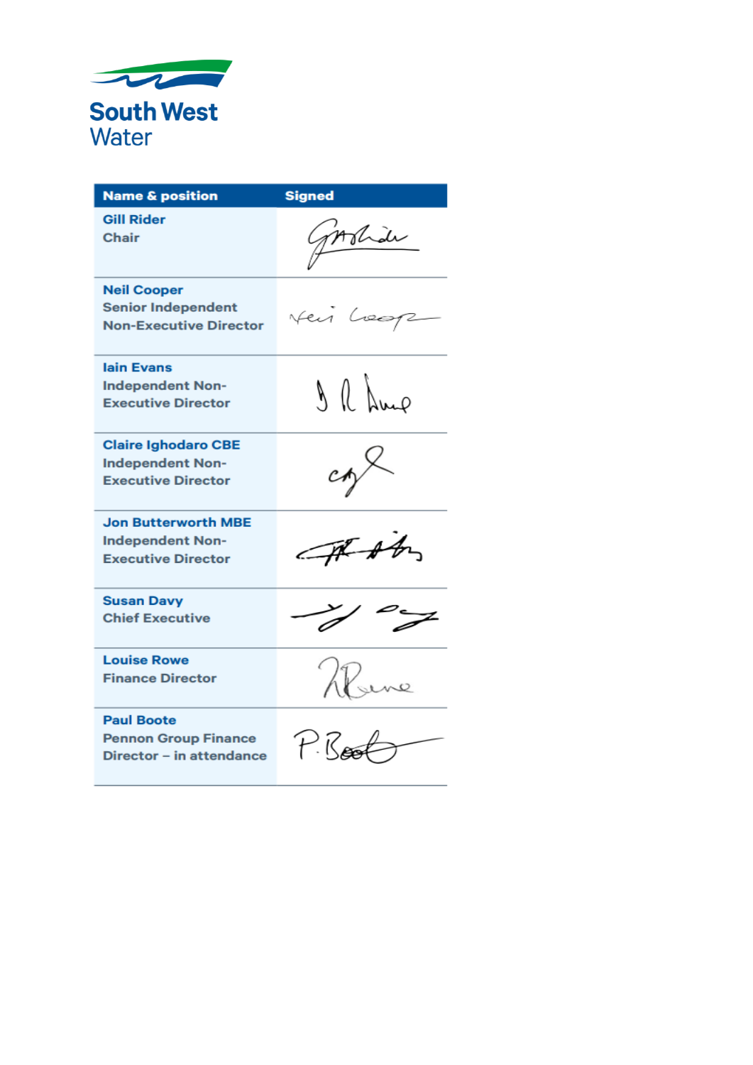South West Water

| Name & position | Signed |
| --- | --- |
| **Gill Rider**<br>Chair | |
| **Neil Cooper**<br>Senior Independent Non-Executive Director | |
| **Iain Evans**<br>Independent Non-Executive Director | |
| **Claire Ighodaro CBE**<br>Independent Non-Executive Director | |
| **Jon Butterworth MBE**<br>Independent Non-Executive Director | |
| **Susan Davy**<br>Chief Executive | |
| **Louise Rowe**<br>Finance Director | |
| **Paul Boote**<br>Pennon Group Finance Director – in attendance | |